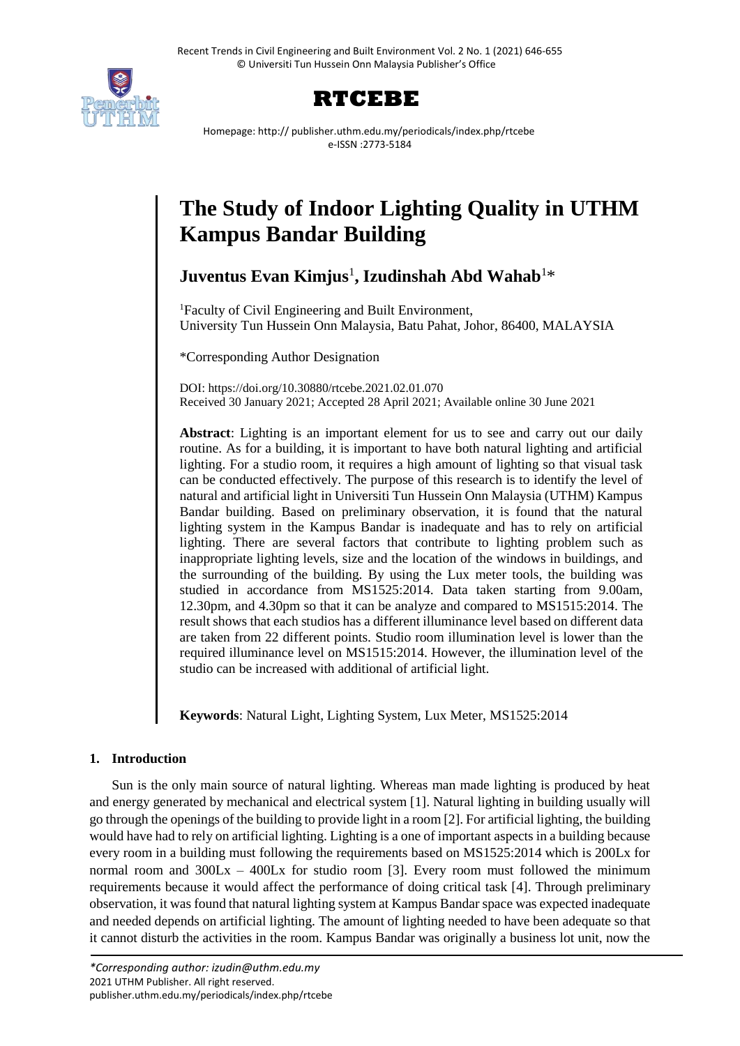# The Study of Indoor Lighting Quality in UTHM Kampus Bandar Building

**Juventus Evan Kimjus**[1], **Izudinshah Abd Wahab**[1]*

[1]Faculty of Civil Engineering and Built Environment, University Tun Hussein Onn Malaysia, Batu Pahat, Johor, 86400, MALAYSIA

*Corresponding Author Designation

DOI: https://doi.org/10.30880/rtcebe.2021.02.01.070
Received 30 January 2021; Accepted 28 April 2021; Available online 30 June 2021

**Abstract**: Lighting is an important element for us to see and carry out our daily routine. As for a building, it is important to have both natural lighting and artificial lighting. For a studio room, it requires a high amount of lighting so that visual task can be conducted effectively. The purpose of this research is to identify the level of natural and artificial light in Universiti Tun Hussein Onn Malaysia (UTHM) Kampus Bandar building. Based on preliminary observation, it is found that the natural lighting system in the Kampus Bandar is inadequate and has to rely on artificial lighting. There are several factors that contribute to lighting problem such as inappropriate lighting levels, size and the location of the windows in buildings, and the surrounding of the building. By using the Lux meter tools, the building was studied in accordance from MS1525:2014. Data taken starting from 9.00am, 12.30pm, and 4.30pm so that it can be analyze and compared to MS1515:2014. The result shows that each studios has a different illuminance level based on different data are taken from 22 different points. Studio room illumination level is lower than the required illuminance level on MS1515:2014. However, the illumination level of the studio can be increased with additional of artificial light.

**Keywords**: Natural Light, Lighting System, Lux Meter, MS1525:2014

## 1. Introduction

Sun is the only main source of natural lighting. Whereas man made lighting is produced by heat and energy generated by mechanical and electrical system [1]. Natural lighting in building usually will go through the openings of the building to provide light in a room [2]. For artificial lighting, the building would have had to rely on artificial lighting. Lighting is a one of important aspects in a building because every room in a building must following the requirements based on MS1525:2014 which is 200Lx for normal room and 300Lx – 400Lx for studio room [3]. Every room must followed the minimum requirements because it would affect the performance of doing critical task [4]. Through preliminary observation, it was found that natural lighting system at Kampus Bandar space was expected inadequate and needed depends on artificial lighting. The amount of lighting needed to have been adequate so that it cannot disturb the activities in the room. Kampus Bandar was originally a business lot unit, now the

*Corresponding author: izudin@uthm.edu.my
2021 UTHM Publisher. All right reserved.
publisher.uthm.edu.my/periodicals/index.php/rtcebe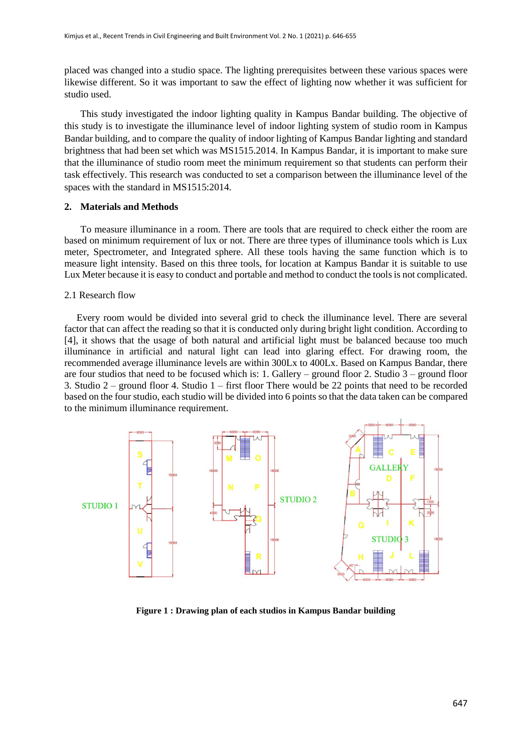placed was changed into a studio space. The lighting prerequisites between these various spaces were likewise different. So it was important to saw the effect of lighting now whether it was sufficient for studio used.

This study investigated the indoor lighting quality in Kampus Bandar building. The objective of this study is to investigate the illuminance level of indoor lighting system of studio room in Kampus Bandar building, and to compare the quality of indoor lighting of Kampus Bandar lighting and standard brightness that had been set which was MS1515.2014. In Kampus Bandar, it is important to make sure that the illuminance of studio room meet the minimum requirement so that students can perform their task effectively. This research was conducted to set a comparison between the illuminance level of the spaces with the standard in MS1515:2014.

## 2. Materials and Methods

To measure illuminance in a room. There are tools that are required to check either the room are based on minimum requirement of lux or not. There are three types of illuminance tools which is Lux meter, Spectrometer, and Integrated sphere. All these tools having the same function which is to measure light intensity. Based on this three tools, for location at Kampus Bandar it is suitable to use Lux Meter because it is easy to conduct and portable and method to conduct the tools is not complicated.

### 2.1 Research flow

Every room would be divided into several grid to check the illuminance level. There are several factor that can affect the reading so that it is conducted only during bright light condition. According to [4], it shows that the usage of both natural and artificial light must be balanced because too much illuminance in artificial and natural light can lead into glaring effect. For drawing room, the recommended average illuminance levels are within 300Lx to 400Lx. Based on Kampus Bandar, there are four studios that need to be focused which is: 1. Gallery – ground floor 2. Studio 3 – ground floor 3. Studio 2 – ground floor 4. Studio 1 – first floor There would be 22 points that need to be recorded based on the four studio, each studio will be divided into 6 points so that the data taken can be compared to the minimum illuminance requirement.

**Figure 1 : Drawing plan of each studios in Kampus Bandar building**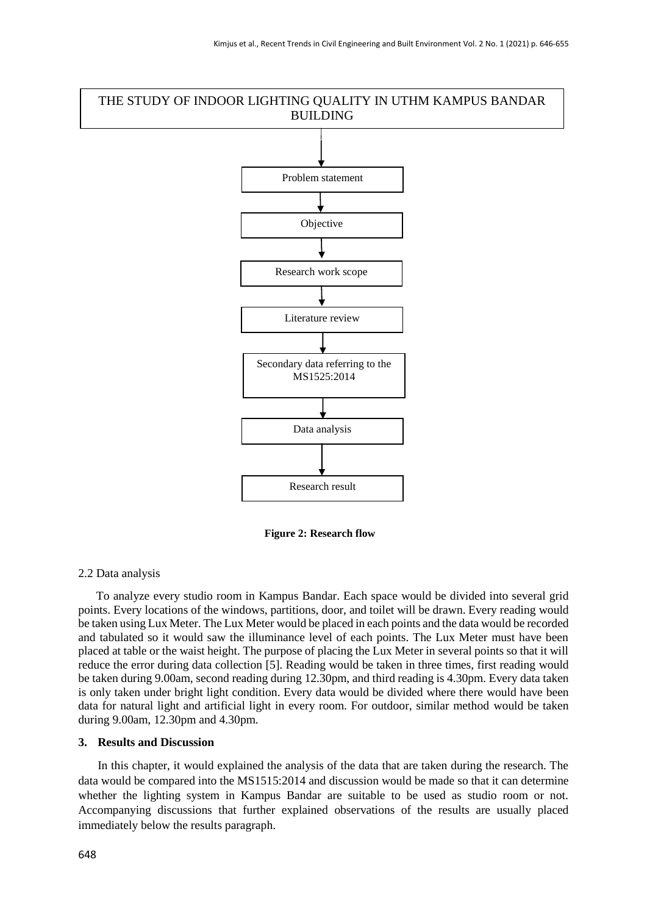THE STUDY OF INDOOR LIGHTING QUALITY IN UTHM KAMPUS BANDAR BUILDING

↓

Problem statement

↓

Objective

↓

Research work scope

↓

Literature review

↓

Secondary data referring to the MS1525:2014

↓

Data analysis

↓

Research result

**Figure 2: Research flow**

2.2 Data analysis

To analyze every studio room in Kampus Bandar. Each space would be divided into several grid points. Every locations of the windows, partitions, door, and toilet will be drawn. Every reading would be taken using Lux Meter. The Lux Meter would be placed in each points and the data would be recorded and tabulated so it would saw the illuminance level of each points. The Lux Meter must have been placed at table or the waist height. The purpose of placing the Lux Meter in several points so that it will reduce the error during data collection [5]. Reading would be taken in three times, first reading would be taken during 9.00am, second reading during 12.30pm, and third reading is 4.30pm. Every data taken is only taken under bright light condition. Every data would be divided where there would have been data for natural light and artificial light in every room. For outdoor, similar method would be taken during 9.00am, 12.30pm and 4.30pm.

## 3. Results and Discussion

In this chapter, it would explained the analysis of the data that are taken during the research. The data would be compared into the MS1515:2014 and discussion would be made so that it can determine whether the lighting system in Kampus Bandar are suitable to be used as studio room or not. Accompanying discussions that further explained observations of the results are usually placed immediately below the results paragraph.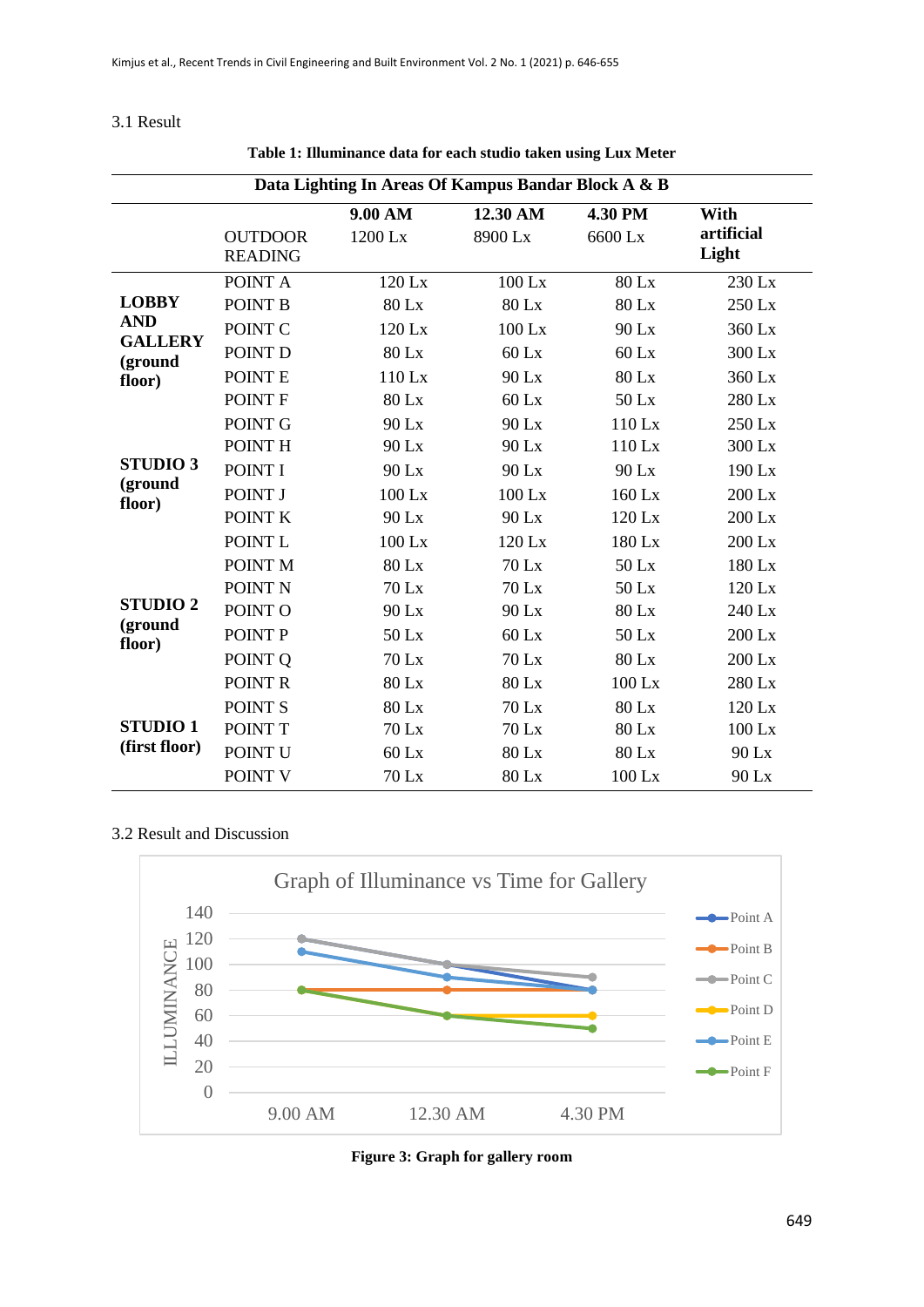3.1 Result

**Table 1: Illuminance data for each studio taken using Lux Meter**

| Data Lighting In Areas Of Kampus Bandar Block A & B | | | | | |
|---|---|---|---|---|---|
| | OUTDOOR READING | **9.00 AM** 1200 Lx | **12.30 AM** 8900 Lx | **4.30 PM** 6600 Lx | **With artificial Light** |
| **LOBBY AND GALLERY (ground floor)** | POINT A | 120 Lx | 100 Lx | 80 Lx | 230 Lx |
| | POINT B | 80 Lx | 80 Lx | 80 Lx | 250 Lx |
| | POINT C | 120 Lx | 100 Lx | 90 Lx | 360 Lx |
| | POINT D | 80 Lx | 60 Lx | 60 Lx | 300 Lx |
| | POINT E | 110 Lx | 90 Lx | 80 Lx | 360 Lx |
| | POINT F | 80 Lx | 60 Lx | 50 Lx | 280 Lx |
| **STUDIO 3 (ground floor)** | POINT G | 90 Lx | 90 Lx | 110 Lx | 250 Lx |
| | POINT H | 90 Lx | 90 Lx | 110 Lx | 300 Lx |
| | POINT I | 90 Lx | 90 Lx | 90 Lx | 190 Lx |
| | POINT J | 100 Lx | 100 Lx | 160 Lx | 200 Lx |
| | POINT K | 90 Lx | 90 Lx | 120 Lx | 200 Lx |
| | POINT L | 100 Lx | 120 Lx | 180 Lx | 200 Lx |
| **STUDIO 2 (ground floor)** | POINT M | 80 Lx | 70 Lx | 50 Lx | 180 Lx |
| | POINT N | 70 Lx | 70 Lx | 50 Lx | 120 Lx |
| | POINT O | 90 Lx | 90 Lx | 80 Lx | 240 Lx |
| | POINT P | 50 Lx | 60 Lx | 50 Lx | 200 Lx |
| | POINT Q | 70 Lx | 70 Lx | 80 Lx | 200 Lx |
| | POINT R | 80 Lx | 80 Lx | 100 Lx | 280 Lx |
| **STUDIO 1 (first floor)** | POINT S | 80 Lx | 70 Lx | 80 Lx | 120 Lx |
| | POINT T | 70 Lx | 70 Lx | 80 Lx | 100 Lx |
| | POINT U | 60 Lx | 80 Lx | 80 Lx | 90 Lx |
| | POINT V | 70 Lx | 80 Lx | 100 Lx | 90 Lx |

3.2 Result and Discussion

**Figure 3: Graph for gallery room**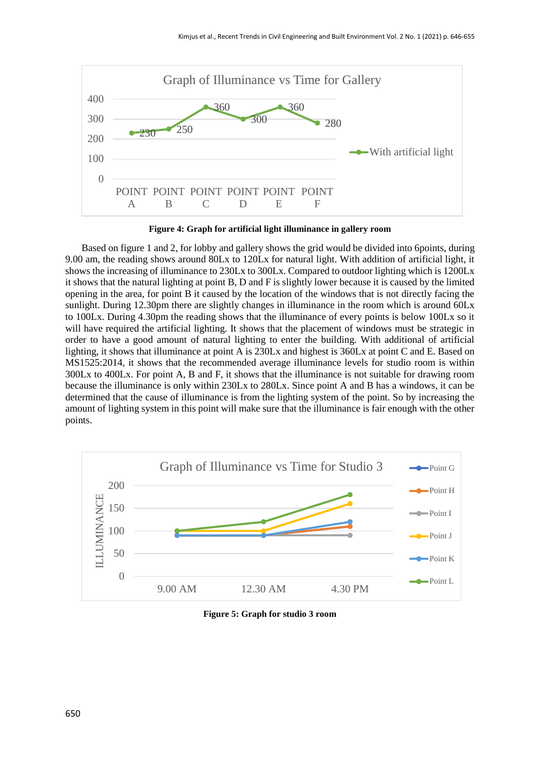**Figure 4: Graph for artificial light illuminance in gallery room**

Based on figure 1 and 2, for lobby and gallery shows the grid would be divided into 6points, during 9.00 am, the reading shows around 80Lx to 120Lx for natural light. With addition of artificial light, it shows the increasing of illuminance to 230Lx to 300Lx. Compared to outdoor lighting which is 1200Lx it shows that the natural lighting at point B, D and F is slightly lower because it is caused by the limited opening in the area, for point B it caused by the location of the windows that is not directly facing the sunlight. During 12.30pm there are slightly changes in illuminance in the room which is around 60Lx to 100Lx. During 4.30pm the reading shows that the illuminance of every points is below 100Lx so it will have required the artificial lighting. It shows that the placement of windows must be strategic in order to have a good amount of natural lighting to enter the building. With additional of artificial lighting, it shows that illuminance at point A is 230Lx and highest is 360Lx at point C and E. Based on MS1525:2014, it shows that the recommended average illuminance levels for studio room is within 300Lx to 400Lx. For point A, B and F, it shows that the illuminance is not suitable for drawing room because the illuminance is only within 230Lx to 280Lx. Since point A and B has a windows, it can be determined that the cause of illuminance is from the lighting system of the point. So by increasing the amount of lighting system in this point will make sure that the illuminance is fair enough with the other points.

**Figure 5: Graph for studio 3 room**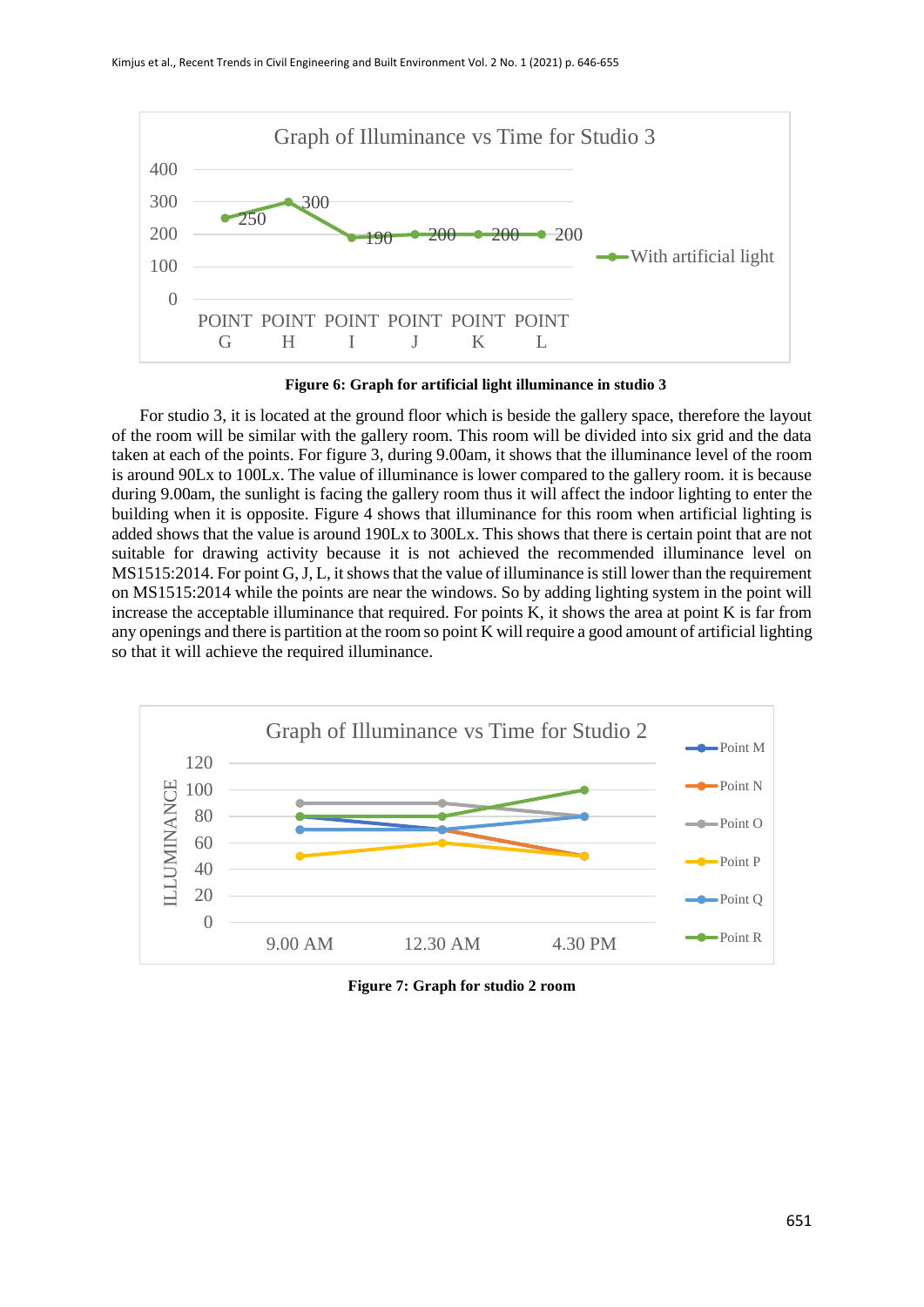Graph of Illuminance vs Time for Studio 3

| | POINT G | POINT H | POINT I | POINT J | POINT K | POINT L |
|---|---|---|---|---|---|---|
| With artificial light | 250 | 300 | 190 | 200 | 200 | 200 |

**Figure 6: Graph for artificial light illuminance in studio 3**

For studio 3, it is located at the ground floor which is beside the gallery space, therefore the layout of the room will be similar with the gallery room. This room will be divided into six grid and the data taken at each of the points. For figure 3, during 9.00am, it shows that the illuminance level of the room is around 90Lx to 100Lx. The value of illuminance is lower compared to the gallery room. it is because during 9.00am, the sunlight is facing the gallery room thus it will affect the indoor lighting to enter the building when it is opposite. Figure 4 shows that illuminance for this room when artificial lighting is added shows that the value is around 190Lx to 300Lx. This shows that there is certain point that are not suitable for drawing activity because it is not achieved the recommended illuminance level on MS1515:2014. For point G, J, L, it shows that the value of illuminance is still lower than the requirement on MS1515:2014 while the points are near the windows. So by adding lighting system in the point will increase the acceptable illuminance that required. For points K, it shows the area at point K is far from any openings and there is partition at the room so point K will require a good amount of artificial lighting so that it will achieve the required illuminance.

Graph of Illuminance vs Time for Studio 2

| ILLUMINANCE | 9.00 AM | 12.30 AM | 4.30 PM |
|---|---|---|---|
| Point M | 80 | 70 | 80 |
| Point N | 80 | 70 | 50 |
| Point O | 90 | 90 | 80 |
| Point P | 50 | 60 | 50 |
| Point Q | 70 | 70 | 80 |
| Point R | 80 | 80 | 100 |

**Figure 7: Graph for studio 2 room**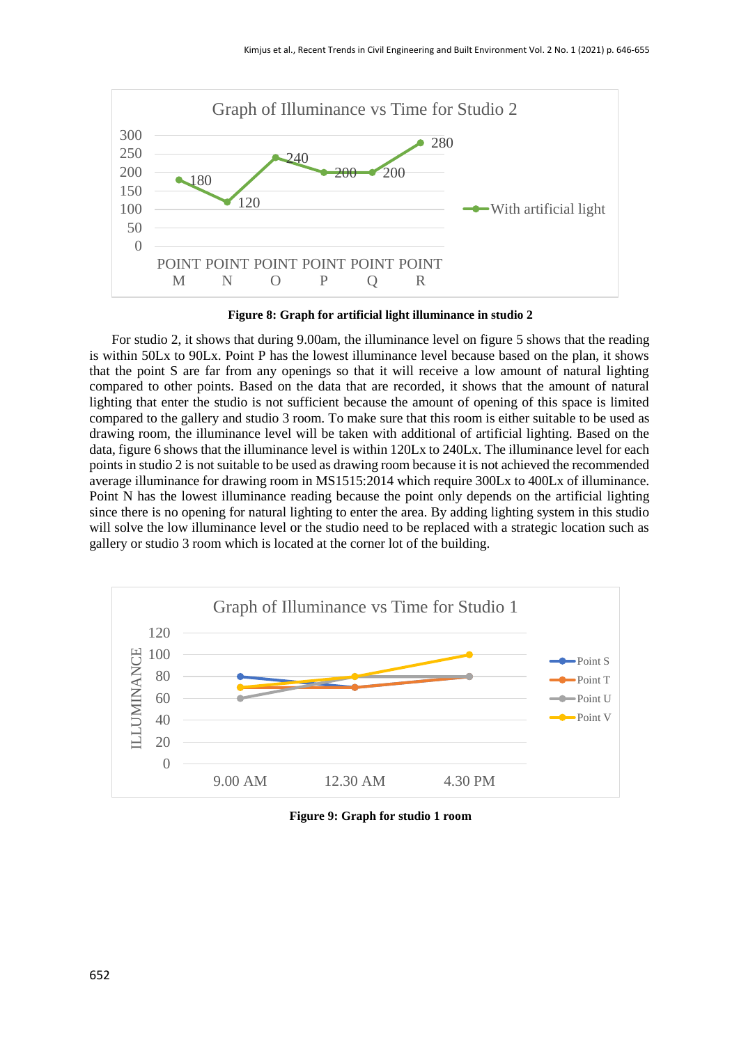Figure 8: Graph for artificial light illuminance in studio 2

For studio 2, it shows that during 9.00am, the illuminance level on figure 5 shows that the reading is within 50Lx to 90Lx. Point P has the lowest illuminance level because based on the plan, it shows that the point S are far from any openings so that it will receive a low amount of natural lighting compared to other points. Based on the data that are recorded, it shows that the amount of natural lighting that enter the studio is not sufficient because the amount of opening of this space is limited compared to the gallery and studio 3 room. To make sure that this room is either suitable to be used as drawing room, the illuminance level will be taken with additional of artificial lighting. Based on the data, figure 6 shows that the illuminance level is within 120Lx to 240Lx. The illuminance level for each points in studio 2 is not suitable to be used as drawing room because it is not achieved the recommended average illuminance for drawing room in MS1515:2014 which require 300Lx to 400Lx of illuminance. Point N has the lowest illuminance reading because the point only depends on the artificial lighting since there is no opening for natural lighting to enter the area. By adding lighting system in this studio will solve the low illuminance level or the studio need to be replaced with a strategic location such as gallery or studio 3 room which is located at the corner lot of the building.

Figure 9: Graph for studio 1 room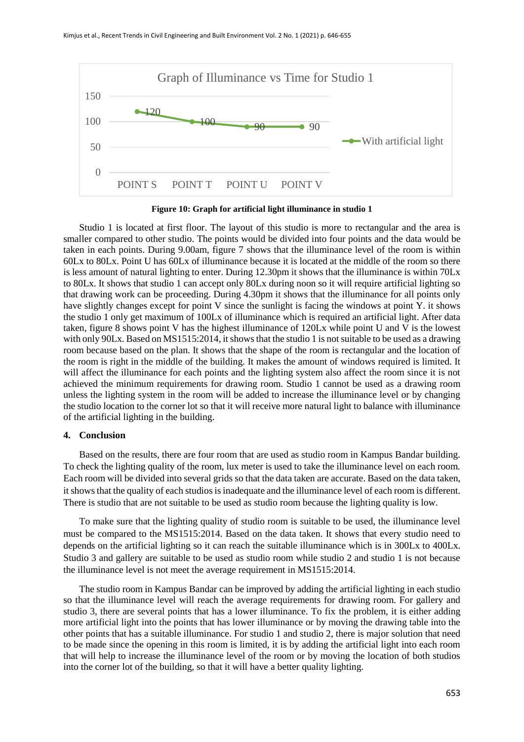**Figure 10: Graph for artificial light illuminance in studio 1**

Studio 1 is located at first floor. The layout of this studio is more to rectangular and the area is smaller compared to other studio. The points would be divided into four points and the data would be taken in each points. During 9.00am, figure 7 shows that the illuminance level of the room is within 60Lx to 80Lx. Point U has 60Lx of illuminance because it is located at the middle of the room so there is less amount of natural lighting to enter. During 12.30pm it shows that the illuminance is within 70Lx to 80Lx. It shows that studio 1 can accept only 80Lx during noon so it will require artificial lighting so that drawing work can be proceeding. During 4.30pm it shows that the illuminance for all points only have slightly changes except for point V since the sunlight is facing the windows at point Y. it shows the studio 1 only get maximum of 100Lx of illuminance which is required an artificial light. After data taken, figure 8 shows point V has the highest illuminance of 120Lx while point U and V is the lowest with only 90Lx. Based on MS1515:2014, it shows that the studio 1 is not suitable to be used as a drawing room because based on the plan. It shows that the shape of the room is rectangular and the location of the room is right in the middle of the building. It makes the amount of windows required is limited. It will affect the illuminance for each points and the lighting system also affect the room since it is not achieved the minimum requirements for drawing room. Studio 1 cannot be used as a drawing room unless the lighting system in the room will be added to increase the illuminance level or by changing the studio location to the corner lot so that it will receive more natural light to balance with illuminance of the artificial lighting in the building.

## 4. Conclusion

Based on the results, there are four room that are used as studio room in Kampus Bandar building. To check the lighting quality of the room, lux meter is used to take the illuminance level on each room. Each room will be divided into several grids so that the data taken are accurate. Based on the data taken, it shows that the quality of each studios is inadequate and the illuminance level of each room is different. There is studio that are not suitable to be used as studio room because the lighting quality is low.

To make sure that the lighting quality of studio room is suitable to be used, the illuminance level must be compared to the MS1515:2014. Based on the data taken. It shows that every studio need to depends on the artificial lighting so it can reach the suitable illuminance which is in 300Lx to 400Lx. Studio 3 and gallery are suitable to be used as studio room while studio 2 and studio 1 is not because the illuminance level is not meet the average requirement in MS1515:2014.

The studio room in Kampus Bandar can be improved by adding the artificial lighting in each studio so that the illuminance level will reach the average requirements for drawing room. For gallery and studio 3, there are several points that has a lower illuminance. To fix the problem, it is either adding more artificial light into the points that has lower illuminance or by moving the drawing table into the other points that has a suitable illuminance. For studio 1 and studio 2, there is major solution that need to be made since the opening in this room is limited, it is by adding the artificial light into each room that will help to increase the illuminance level of the room or by moving the location of both studios into the corner lot of the building, so that it will have a better quality lighting.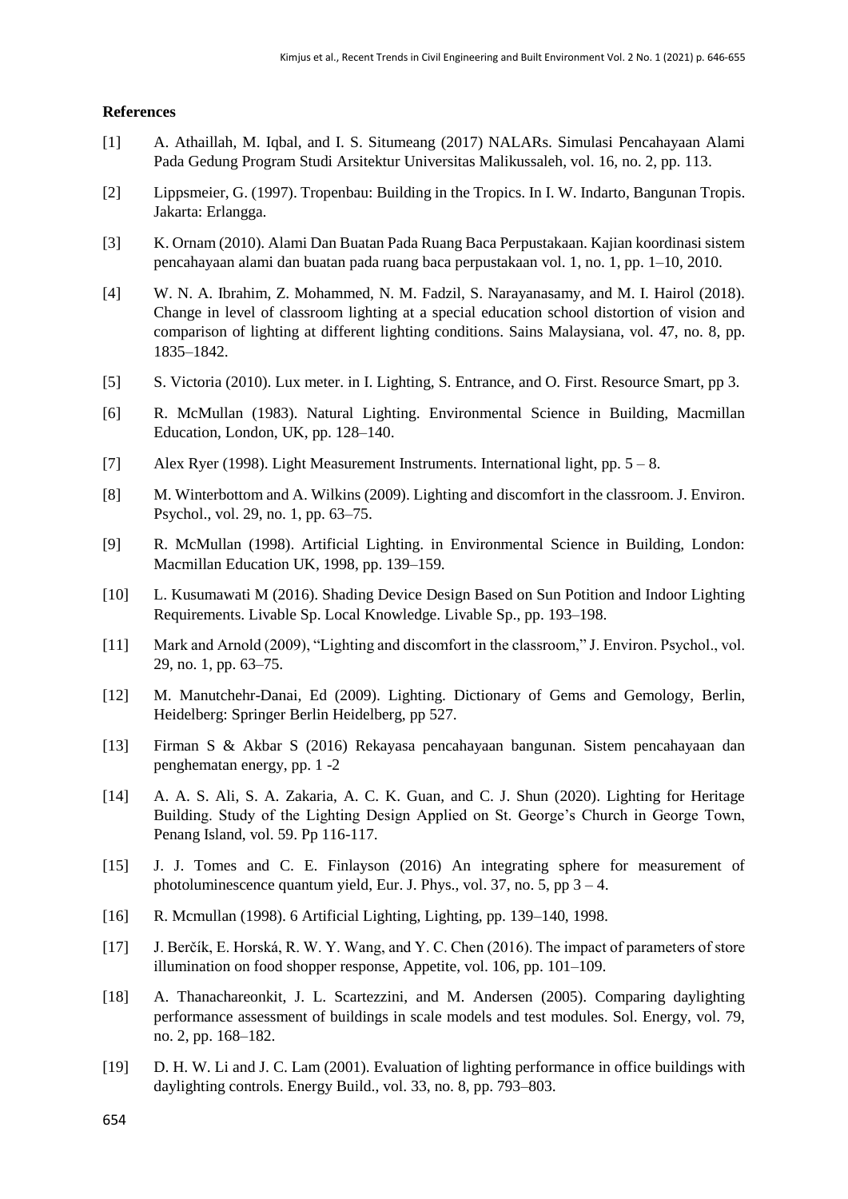**References**

[1] A. Athaillah, M. Iqbal, and I. S. Situmeang (2017) NALARs. Simulasi Pencahayaan Alami Pada Gedung Program Studi Arsitektur Universitas Malikussaleh, vol. 16, no. 2, pp. 113.

[2] Lippsmeier, G. (1997). Tropenbau: Building in the Tropics. In I. W. Indarto, Bangunan Tropis. Jakarta: Erlangga.

[3] K. Ornam (2010). Alami Dan Buatan Pada Ruang Baca Perpustakaan. Kajian koordinasi sistem pencahayaan alami dan buatan pada ruang baca perpustakaan vol. 1, no. 1, pp. 1–10, 2010.

[4] W. N. A. Ibrahim, Z. Mohammed, N. M. Fadzil, S. Narayanasamy, and M. I. Hairol (2018). Change in level of classroom lighting at a special education school distortion of vision and comparison of lighting at different lighting conditions. Sains Malaysiana, vol. 47, no. 8, pp. 1835–1842.

[5] S. Victoria (2010). Lux meter. in I. Lighting, S. Entrance, and O. First. Resource Smart, pp 3.

[6] R. McMullan (1983). Natural Lighting. Environmental Science in Building, Macmillan Education, London, UK, pp. 128–140.

[7] Alex Ryer (1998). Light Measurement Instruments. International light, pp. 5 – 8.

[8] M. Winterbottom and A. Wilkins (2009). Lighting and discomfort in the classroom. J. Environ. Psychol., vol. 29, no. 1, pp. 63–75.

[9] R. McMullan (1998). Artificial Lighting. in Environmental Science in Building, London: Macmillan Education UK, 1998, pp. 139–159.

[10] L. Kusumawati M (2016). Shading Device Design Based on Sun Potition and Indoor Lighting Requirements. Livable Sp. Local Knowledge. Livable Sp., pp. 193–198.

[11] Mark and Arnold (2009), "Lighting and discomfort in the classroom," J. Environ. Psychol., vol. 29, no. 1, pp. 63–75.

[12] M. Manutchehr-Danai, Ed (2009). Lighting. Dictionary of Gems and Gemology, Berlin, Heidelberg: Springer Berlin Heidelberg, pp 527.

[13] Firman S & Akbar S (2016) Rekayasa pencahayaan bangunan. Sistem pencahayaan dan penghematan energy, pp. 1 -2

[14] A. A. S. Ali, S. A. Zakaria, A. C. K. Guan, and C. J. Shun (2020). Lighting for Heritage Building. Study of the Lighting Design Applied on St. George's Church in George Town, Penang Island, vol. 59. Pp 116-117.

[15] J. J. Tomes and C. E. Finlayson (2016) An integrating sphere for measurement of photoluminescence quantum yield, Eur. J. Phys., vol. 37, no. 5, pp 3 – 4.

[16] R. Mcmullan (1998). 6 Artificial Lighting, Lighting, pp. 139–140, 1998.

[17] J. Berčík, E. Horská, R. W. Y. Wang, and Y. C. Chen (2016). The impact of parameters of store illumination on food shopper response, Appetite, vol. 106, pp. 101–109.

[18] A. Thanachareonkit, J. L. Scartezzini, and M. Andersen (2005). Comparing daylighting performance assessment of buildings in scale models and test modules. Sol. Energy, vol. 79, no. 2, pp. 168–182.

[19] D. H. W. Li and J. C. Lam (2001). Evaluation of lighting performance in office buildings with daylighting controls. Energy Build., vol. 33, no. 8, pp. 793–803.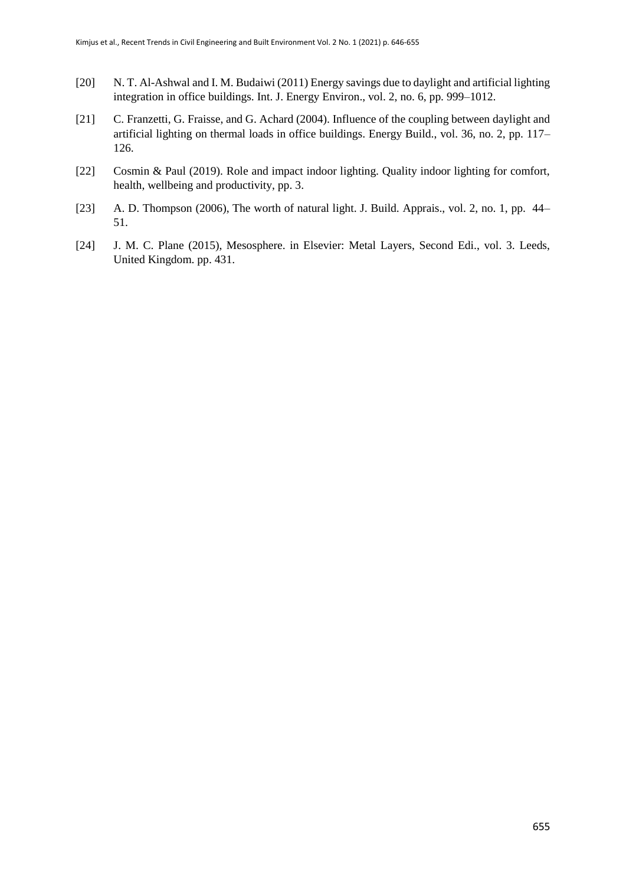[20] N. T. Al-Ashwal and I. M. Budaiwi (2011) Energy savings due to daylight and artificial lighting integration in office buildings. Int. J. Energy Environ., vol. 2, no. 6, pp. 999–1012.

[21] C. Franzetti, G. Fraisse, and G. Achard (2004). Influence of the coupling between daylight and artificial lighting on thermal loads in office buildings. Energy Build., vol. 36, no. 2, pp. 117–126.

[22] Cosmin & Paul (2019). Role and impact indoor lighting. Quality indoor lighting for comfort, health, wellbeing and productivity, pp. 3.

[23] A. D. Thompson (2006), The worth of natural light. J. Build. Apprais., vol. 2, no. 1, pp. 44–51.

[24] J. M. C. Plane (2015), Mesosphere. in Elsevier: Metal Layers, Second Edi., vol. 3. Leeds, United Kingdom. pp. 431.